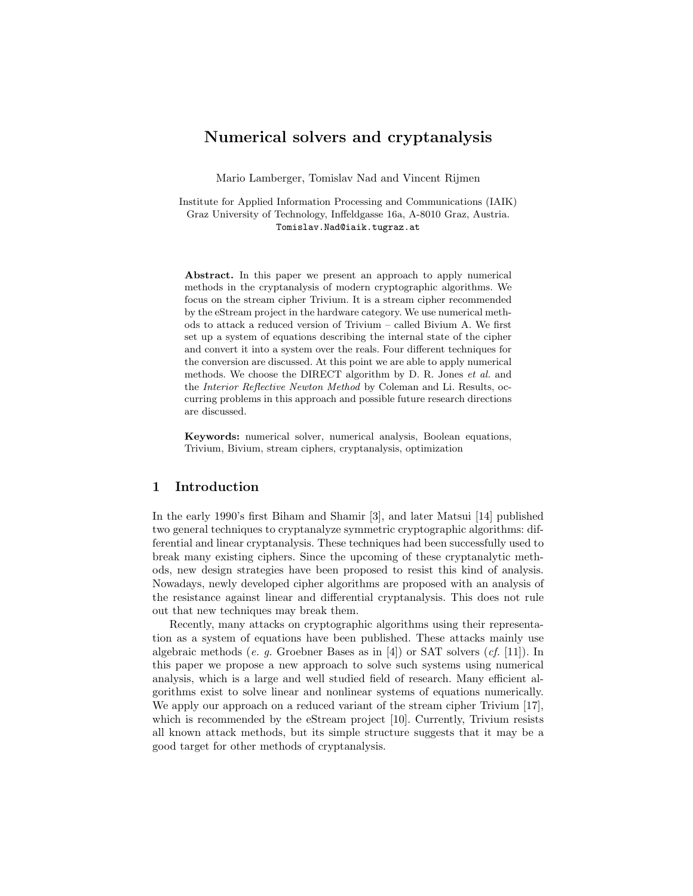# Numerical solvers and cryptanalysis

Mario Lamberger, Tomislav Nad and Vincent Rijmen

Institute for Applied Information Processing and Communications (IAIK)
Graz University of Technology, Inffeldgasse 16a, A-8010 Graz, Austria.
Tomislav.Nad@iaik.tugraz.at

**Abstract.** In this paper we present an approach to apply numerical methods in the cryptanalysis of modern cryptographic algorithms. We focus on the stream cipher Trivium. It is a stream cipher recommended by the eStream project in the hardware category. We use numerical methods to attack a reduced version of Trivium – called Bivium A. We first set up a system of equations describing the internal state of the cipher and convert it into a system over the reals. Four different techniques for the conversion are discussed. At this point we are able to apply numerical methods. We choose the DIRECT algorithm by D. R. Jones *et al.* and the *Interior Reflective Newton Method* by Coleman and Li. Results, occurring problems in this approach and possible future research directions are discussed.

**Keywords:** numerical solver, numerical analysis, Boolean equations, Trivium, Bivium, stream ciphers, cryptanalysis, optimization

## 1 Introduction

In the early 1990's first Biham and Shamir [3], and later Matsui [14] published two general techniques to cryptanalyze symmetric cryptographic algorithms: differential and linear cryptanalysis. These techniques had been successfully used to break many existing ciphers. Since the upcoming of these cryptanalytic methods, new design strategies have been proposed to resist this kind of analysis. Nowadays, newly developed cipher algorithms are proposed with an analysis of the resistance against linear and differential cryptanalysis. This does not rule out that new techniques may break them.

Recently, many attacks on cryptographic algorithms using their representation as a system of equations have been published. These attacks mainly use algebraic methods (*e. g.* Groebner Bases as in [4]) or SAT solvers (*cf.* [11]). In this paper we propose a new approach to solve such systems using numerical analysis, which is a large and well studied field of research. Many efficient algorithms exist to solve linear and nonlinear systems of equations numerically. We apply our approach on a reduced variant of the stream cipher Trivium [17], which is recommended by the eStream project [10]. Currently, Trivium resists all known attack methods, but its simple structure suggests that it may be a good target for other methods of cryptanalysis.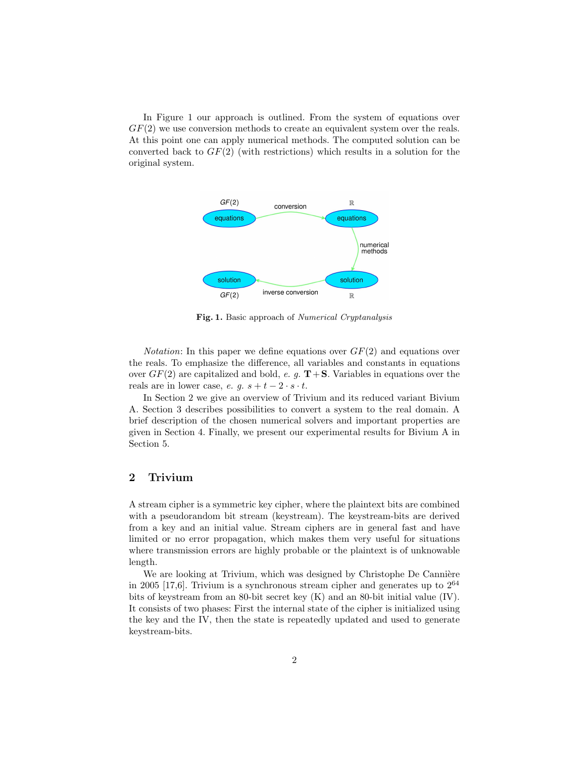In Figure 1 our approach is outlined. From the system of equations over $GF(2)$ we use conversion methods to create an equivalent system over the reals. At this point one can apply numerical methods. The computed solution can be converted back to $GF(2)$ (with restrictions) which results in a solution for the original system.

**Fig. 1.** Basic approach of *Numerical Cryptanalysis*

*Notation*: In this paper we define equations over $GF(2)$ and equations over the reals. To emphasize the difference, all variables and constants in equations over $GF(2)$ are capitalized and bold, *e. g.* $\mathbf{T}+\mathbf{S}$. Variables in equations over the reals are in lower case, *e. g.* $s + t - 2 \cdot s \cdot t$.

In Section 2 we give an overview of Trivium and its reduced variant Bivium A. Section 3 describes possibilities to convert a system to the real domain. A brief description of the chosen numerical solvers and important properties are given in Section 4. Finally, we present our experimental results for Bivium A in Section 5.

## 2 Trivium

A stream cipher is a symmetric key cipher, where the plaintext bits are combined with a pseudorandom bit stream (keystream). The keystream-bits are derived from a key and an initial value. Stream ciphers are in general fast and have limited or no error propagation, which makes them very useful for situations where transmission errors are highly probable or the plaintext is of unknowable length.

We are looking at Trivium, which was designed by Christophe De Cannière in 2005 [17,6]. Trivium is a synchronous stream cipher and generates up to $2^{64}$ bits of keystream from an 80-bit secret key (K) and an 80-bit initial value (IV). It consists of two phases: First the internal state of the cipher is initialized using the key and the IV, then the state is repeatedly updated and used to generate keystream-bits.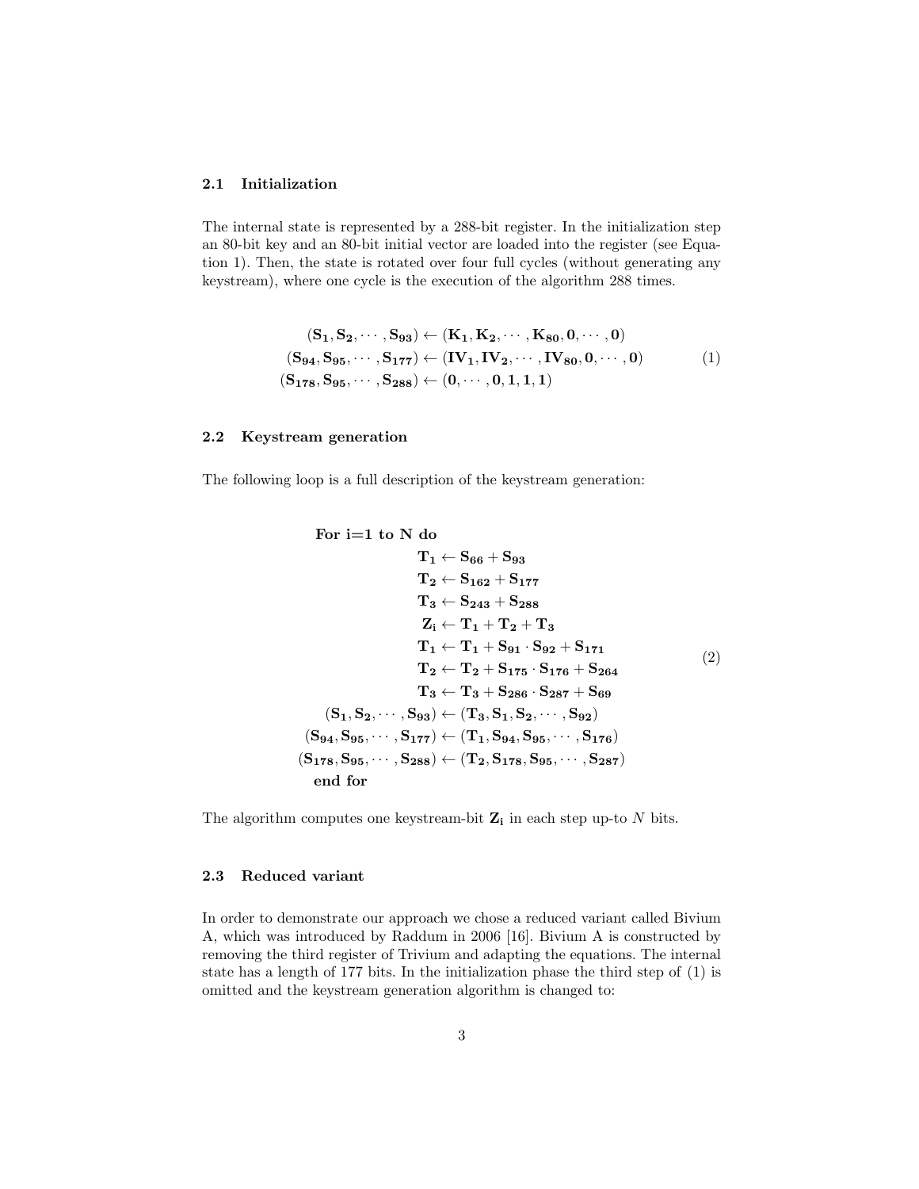### 2.1 Initialization

The internal state is represented by a 288-bit register. In the initialization step an 80-bit key and an 80-bit initial vector are loaded into the register (see Equation 1). Then, the state is rotated over four full cycles (without generating any keystream), where one cycle is the execution of the algorithm 288 times.

$$
\begin{aligned}
(\mathbf{S_1}, \mathbf{S_2}, \cdots, \mathbf{S_{93}}) &\leftarrow (\mathbf{K_1}, \mathbf{K_2}, \cdots, \mathbf{K_{80}}, \mathbf{0}, \cdots, \mathbf{0}) \\
(\mathbf{S_{94}}, \mathbf{S_{95}}, \cdots, \mathbf{S_{177}}) &\leftarrow (\mathbf{IV_1}, \mathbf{IV_2}, \cdots, \mathbf{IV_{80}}, \mathbf{0}, \cdots, \mathbf{0}) \\
(\mathbf{S_{178}}, \mathbf{S_{95}}, \cdots, \mathbf{S_{288}}) &\leftarrow (\mathbf{0}, \cdots, \mathbf{0}, \mathbf{1}, \mathbf{1}, \mathbf{1})
\end{aligned}
\tag{1}
$$

### 2.2 Keystream generation

The following loop is a full description of the keystream generation:

$$
\begin{aligned}
&\textbf{For i=1 to N do} \\
&\qquad \mathbf{T_1} \leftarrow \mathbf{S_{66}} + \mathbf{S_{93}} \\
&\qquad \mathbf{T_2} \leftarrow \mathbf{S_{162}} + \mathbf{S_{177}} \\
&\qquad \mathbf{T_3} \leftarrow \mathbf{S_{243}} + \mathbf{S_{288}} \\
&\qquad \mathbf{Z_i} \leftarrow \mathbf{T_1} + \mathbf{T_2} + \mathbf{T_3} \\
&\qquad \mathbf{T_1} \leftarrow \mathbf{T_1} + \mathbf{S_{91}} \cdot \mathbf{S_{92}} + \mathbf{S_{171}} \\
&\qquad \mathbf{T_2} \leftarrow \mathbf{T_2} + \mathbf{S_{175}} \cdot \mathbf{S_{176}} + \mathbf{S_{264}} \\
&\qquad \mathbf{T_3} \leftarrow \mathbf{T_3} + \mathbf{S_{286}} \cdot \mathbf{S_{287}} + \mathbf{S_{69}} \\
&\qquad (\mathbf{S_1}, \mathbf{S_2}, \cdots, \mathbf{S_{93}}) \leftarrow (\mathbf{T_3}, \mathbf{S_1}, \mathbf{S_2}, \cdots, \mathbf{S_{92}}) \\
&\qquad (\mathbf{S_{94}}, \mathbf{S_{95}}, \cdots, \mathbf{S_{177}}) \leftarrow (\mathbf{T_1}, \mathbf{S_{94}}, \mathbf{S_{95}}, \cdots, \mathbf{S_{176}}) \\
&\qquad (\mathbf{S_{178}}, \mathbf{S_{95}}, \cdots, \mathbf{S_{288}}) \leftarrow (\mathbf{T_2}, \mathbf{S_{178}}, \mathbf{S_{95}}, \cdots, \mathbf{S_{287}}) \\
&\textbf{end for}
\end{aligned}
\tag{2}
$$

The algorithm computes one keystream-bit $\mathbf{Z_i}$ in each step up-to $N$ bits.

### 2.3 Reduced variant

In order to demonstrate our approach we chose a reduced variant called Bivium A, which was introduced by Raddum in 2006 [16]. Bivium A is constructed by removing the third register of Trivium and adapting the equations. The internal state has a length of 177 bits. In the initialization phase the third step of (1) is omitted and the keystream generation algorithm is changed to: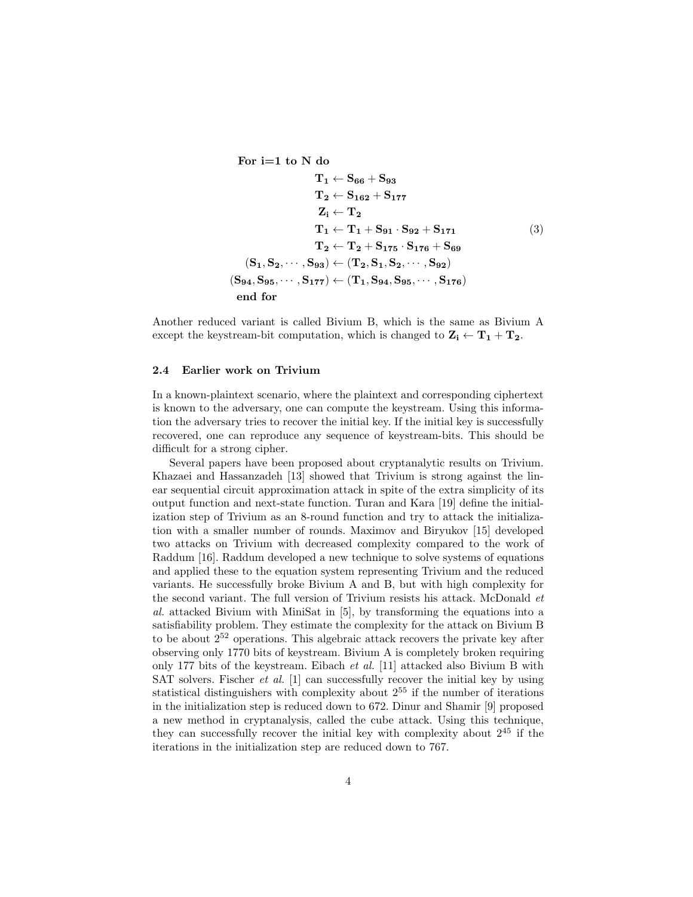$$
\begin{array}{rl}
\textbf{For i=1 to N do} & \\
& \mathbf{T_1 \leftarrow S_{66} + S_{93}} \\
& \mathbf{T_2 \leftarrow S_{162} + S_{177}} \\
& \mathbf{Z_i \leftarrow T_2} \\
& \mathbf{T_1 \leftarrow T_1 + S_{91} \cdot S_{92} + S_{171}} \\
& \mathbf{T_2 \leftarrow T_2 + S_{175} \cdot S_{176} + S_{69}} \\
\mathbf{(S_1, S_2, \cdots, S_{93})} & \mathbf{\leftarrow (T_2, S_1, S_2, \cdots, S_{92})} \\
\mathbf{(S_{94}, S_{95}, \cdots, S_{177})} & \mathbf{\leftarrow (T_1, S_{94}, S_{95}, \cdots, S_{176})} \\
\textbf{end for} &
\end{array}
\tag{3}
$$

Another reduced variant is called Bivium B, which is the same as Bivium A except the keystream-bit computation, which is changed to $\mathbf{Z_i \leftarrow T_1 + T_2}$.

### 2.4 Earlier work on Trivium

In a known-plaintext scenario, where the plaintext and corresponding ciphertext is known to the adversary, one can compute the keystream. Using this information the adversary tries to recover the initial key. If the initial key is successfully recovered, one can reproduce any sequence of keystream-bits. This should be difficult for a strong cipher.

Several papers have been proposed about cryptanalytic results on Trivium. Khazaei and Hassanzadeh [13] showed that Trivium is strong against the linear sequential circuit approximation attack in spite of the extra simplicity of its output function and next-state function. Turan and Kara [19] define the initialization step of Trivium as an 8-round function and try to attack the initialization with a smaller number of rounds. Maximov and Biryukov [15] developed two attacks on Trivium with decreased complexity compared to the work of Raddum [16]. Raddum developed a new technique to solve systems of equations and applied these to the equation system representing Trivium and the reduced variants. He successfully broke Bivium A and B, but with high complexity for the second variant. The full version of Trivium resists his attack. McDonald *et al.* attacked Bivium with MiniSat in [5], by transforming the equations into a satisfiability problem. They estimate the complexity for the attack on Bivium B to be about $2^{52}$ operations. This algebraic attack recovers the private key after observing only 1770 bits of keystream. Bivium A is completely broken requiring only 177 bits of the keystream. Eibach *et al.* [11] attacked also Bivium B with SAT solvers. Fischer *et al.* [1] can successfully recover the initial key by using statistical distinguishers with complexity about $2^{55}$ if the number of iterations in the initialization step is reduced down to 672. Dinur and Shamir [9] proposed a new method in cryptanalysis, called the cube attack. Using this technique, they can successfully recover the initial key with complexity about $2^{45}$ if the iterations in the initialization step are reduced down to 767.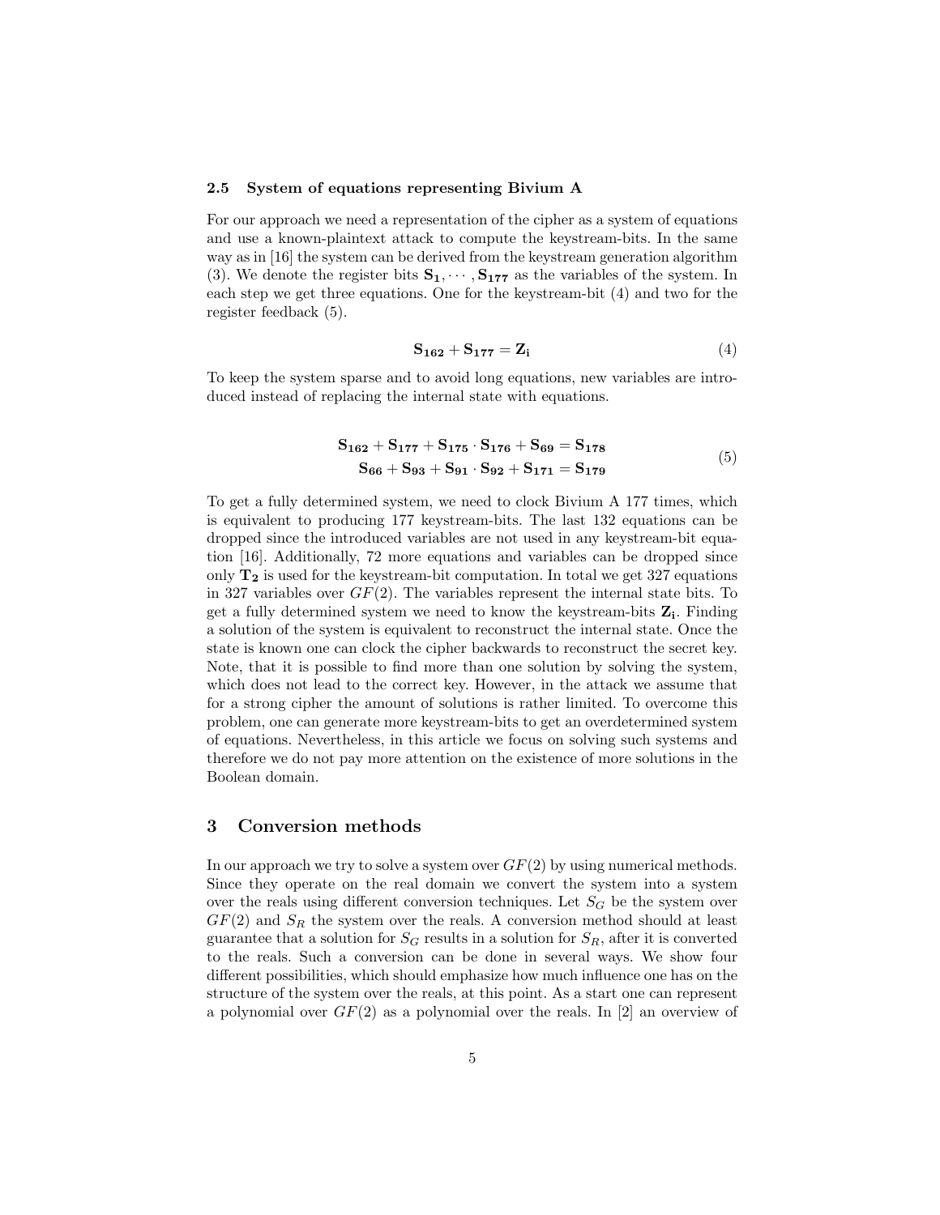### 2.5 System of equations representing Bivium A

For our approach we need a representation of the cipher as a system of equations and use a known-plaintext attack to compute the keystream-bits. In the same way as in [16] the system can be derived from the keystream generation algorithm (3). We denote the register bits $\mathbf{S_1}, \cdots, \mathbf{S_{177}}$ as the variables of the system. In each step we get three equations. One for the keystream-bit (4) and two for the register feedback (5).

$$\mathbf{S_{162}} + \mathbf{S_{177}} = \mathbf{Z_i} \tag{4}$$

To keep the system sparse and to avoid long equations, new variables are introduced instead of replacing the internal state with equations.

$$\begin{aligned} \mathbf{S_{162}} + \mathbf{S_{177}} + \mathbf{S_{175}} \cdot \mathbf{S_{176}} + \mathbf{S_{69}} &= \mathbf{S_{178}} \\ \mathbf{S_{66}} + \mathbf{S_{93}} + \mathbf{S_{91}} \cdot \mathbf{S_{92}} + \mathbf{S_{171}} &= \mathbf{S_{179}} \end{aligned} \tag{5}$$

To get a fully determined system, we need to clock Bivium A 177 times, which is equivalent to producing 177 keystream-bits. The last 132 equations can be dropped since the introduced variables are not used in any keystream-bit equation [16]. Additionally, 72 more equations and variables can be dropped since only $\mathbf{T_2}$ is used for the keystream-bit computation. In total we get 327 equations in 327 variables over $GF(2)$. The variables represent the internal state bits. To get a fully determined system we need to know the keystream-bits $\mathbf{Z_i}$. Finding a solution of the system is equivalent to reconstruct the internal state. Once the state is known one can clock the cipher backwards to reconstruct the secret key. Note, that it is possible to find more than one solution by solving the system, which does not lead to the correct key. However, in the attack we assume that for a strong cipher the amount of solutions is rather limited. To overcome this problem, one can generate more keystream-bits to get an overdetermined system of equations. Nevertheless, in this article we focus on solving such systems and therefore we do not pay more attention on the existence of more solutions in the Boolean domain.

## 3 Conversion methods

In our approach we try to solve a system over $GF(2)$ by using numerical methods. Since they operate on the real domain we convert the system into a system over the reals using different conversion techniques. Let $S_G$ be the system over $GF(2)$ and $S_R$ the system over the reals. A conversion method should at least guarantee that a solution for $S_G$ results in a solution for $S_R$, after it is converted to the reals. Such a conversion can be done in several ways. We show four different possibilities, which should emphasize how much influence one has on the structure of the system over the reals, at this point. As a start one can represent a polynomial over $GF(2)$ as a polynomial over the reals. In [2] an overview of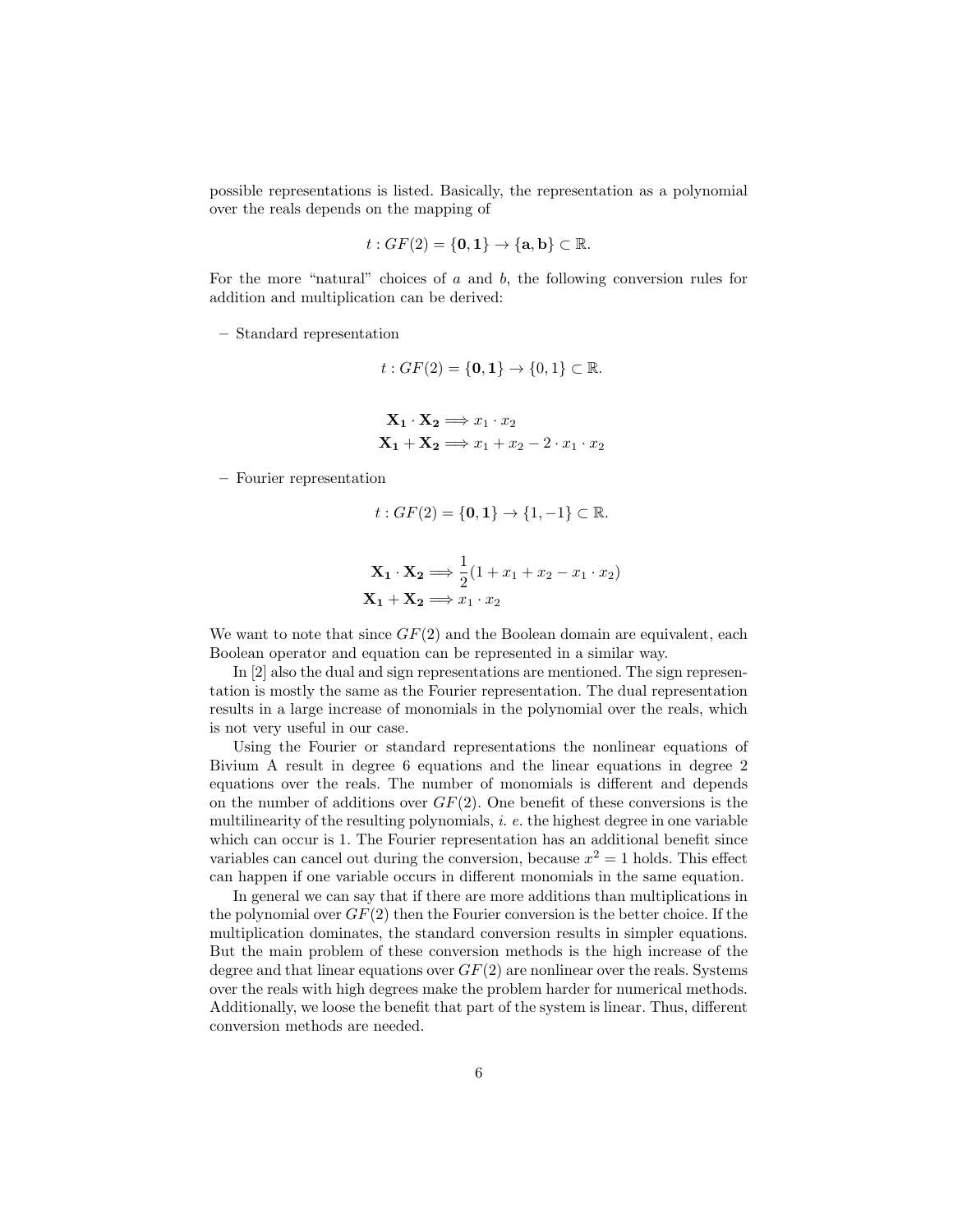possible representations is listed. Basically, the representation as a polynomial over the reals depends on the mapping of

$$t : GF(2) = \{\mathbf{0}, \mathbf{1}\} \to \{\mathbf{a}, \mathbf{b}\} \subset \mathbb{R}.$$

For the more "natural" choices of $a$ and $b$, the following conversion rules for addition and multiplication can be derived:

– Standard representation

$$t : GF(2) = \{\mathbf{0}, \mathbf{1}\} \to \{0, 1\} \subset \mathbb{R}.$$

$$\mathbf{X_1} \cdot \mathbf{X_2} \Longrightarrow x_1 \cdot x_2$$
$$\mathbf{X_1} + \mathbf{X_2} \Longrightarrow x_1 + x_2 - 2 \cdot x_1 \cdot x_2$$

– Fourier representation

$$t : GF(2) = \{\mathbf{0}, \mathbf{1}\} \to \{1, -1\} \subset \mathbb{R}.$$

$$\mathbf{X_1} \cdot \mathbf{X_2} \Longrightarrow \frac{1}{2}(1 + x_1 + x_2 - x_1 \cdot x_2)$$
$$\mathbf{X_1} + \mathbf{X_2} \Longrightarrow x_1 \cdot x_2$$

We want to note that since $GF(2)$ and the Boolean domain are equivalent, each Boolean operator and equation can be represented in a similar way.

In [2] also the dual and sign representations are mentioned. The sign representation is mostly the same as the Fourier representation. The dual representation results in a large increase of monomials in the polynomial over the reals, which is not very useful in our case.

Using the Fourier or standard representations the nonlinear equations of Bivium A result in degree 6 equations and the linear equations in degree 2 equations over the reals. The number of monomials is different and depends on the number of additions over $GF(2)$. One benefit of these conversions is the multilinearity of the resulting polynomials, *i. e.* the highest degree in one variable which can occur is 1. The Fourier representation has an additional benefit since variables can cancel out during the conversion, because $x^2 = 1$ holds. This effect can happen if one variable occurs in different monomials in the same equation.

In general we can say that if there are more additions than multiplications in the polynomial over $GF(2)$ then the Fourier conversion is the better choice. If the multiplication dominates, the standard conversion results in simpler equations. But the main problem of these conversion methods is the high increase of the degree and that linear equations over $GF(2)$ are nonlinear over the reals. Systems over the reals with high degrees make the problem harder for numerical methods. Additionally, we loose the benefit that part of the system is linear. Thus, different conversion methods are needed.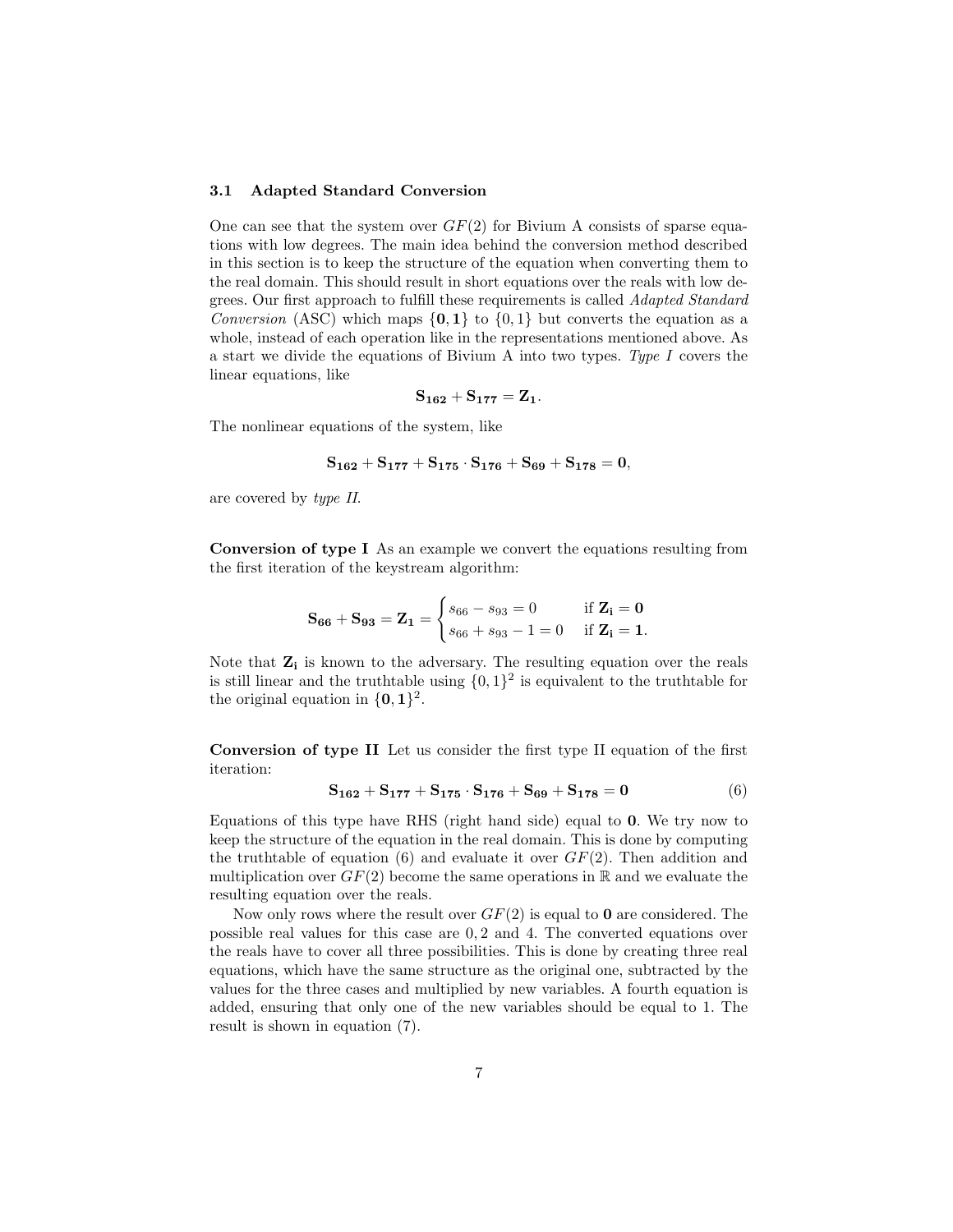### 3.1 Adapted Standard Conversion

One can see that the system over $GF(2)$ for Bivium A consists of sparse equations with low degrees. The main idea behind the conversion method described in this section is to keep the structure of the equation when converting them to the real domain. This should result in short equations over the reals with low degrees. Our first approach to fulfill these requirements is called *Adapted Standard Conversion* (ASC) which maps $\{\mathbf{0}, \mathbf{1}\}$ to $\{0, 1\}$ but converts the equation as a whole, instead of each operation like in the representations mentioned above. As a start we divide the equations of Bivium A into two types. *Type I* covers the linear equations, like

$$\mathbf{S_{162}} + \mathbf{S_{177}} = \mathbf{Z_1}.$$

The nonlinear equations of the system, like

$$\mathbf{S_{162}} + \mathbf{S_{177}} + \mathbf{S_{175}} \cdot \mathbf{S_{176}} + \mathbf{S_{69}} + \mathbf{S_{178}} = \mathbf{0},$$

are covered by *type II*.

**Conversion of type I** As an example we convert the equations resulting from the first iteration of the keystream algorithm:

$$\mathbf{S_{66}} + \mathbf{S_{93}} = \mathbf{Z_1} = \begin{cases} s_{66} - s_{93} = 0 & \text{if } \mathbf{Z_i} = \mathbf{0} \\ s_{66} + s_{93} - 1 = 0 & \text{if } \mathbf{Z_i} = \mathbf{1}. \end{cases}$$

Note that $\mathbf{Z_i}$ is known to the adversary. The resulting equation over the reals is still linear and the truthtable using $\{0, 1\}^2$ is equivalent to the truthtable for the original equation in $\{\mathbf{0}, \mathbf{1}\}^2$.

**Conversion of type II** Let us consider the first type II equation of the first iteration:

$$\mathbf{S_{162}} + \mathbf{S_{177}} + \mathbf{S_{175}} \cdot \mathbf{S_{176}} + \mathbf{S_{69}} + \mathbf{S_{178}} = \mathbf{0} \tag{6}$$

Equations of this type have RHS (right hand side) equal to $\mathbf{0}$. We try now to keep the structure of the equation in the real domain. This is done by computing the truthtable of equation (6) and evaluate it over $GF(2)$. Then addition and multiplication over $GF(2)$ become the same operations in $\mathbb{R}$ and we evaluate the resulting equation over the reals.

Now only rows where the result over $GF(2)$ is equal to $\mathbf{0}$ are considered. The possible real values for this case are $0, 2$ and $4$. The converted equations over the reals have to cover all three possibilities. This is done by creating three real equations, which have the same structure as the original one, subtracted by the values for the three cases and multiplied by new variables. A fourth equation is added, ensuring that only one of the new variables should be equal to 1. The result is shown in equation (7).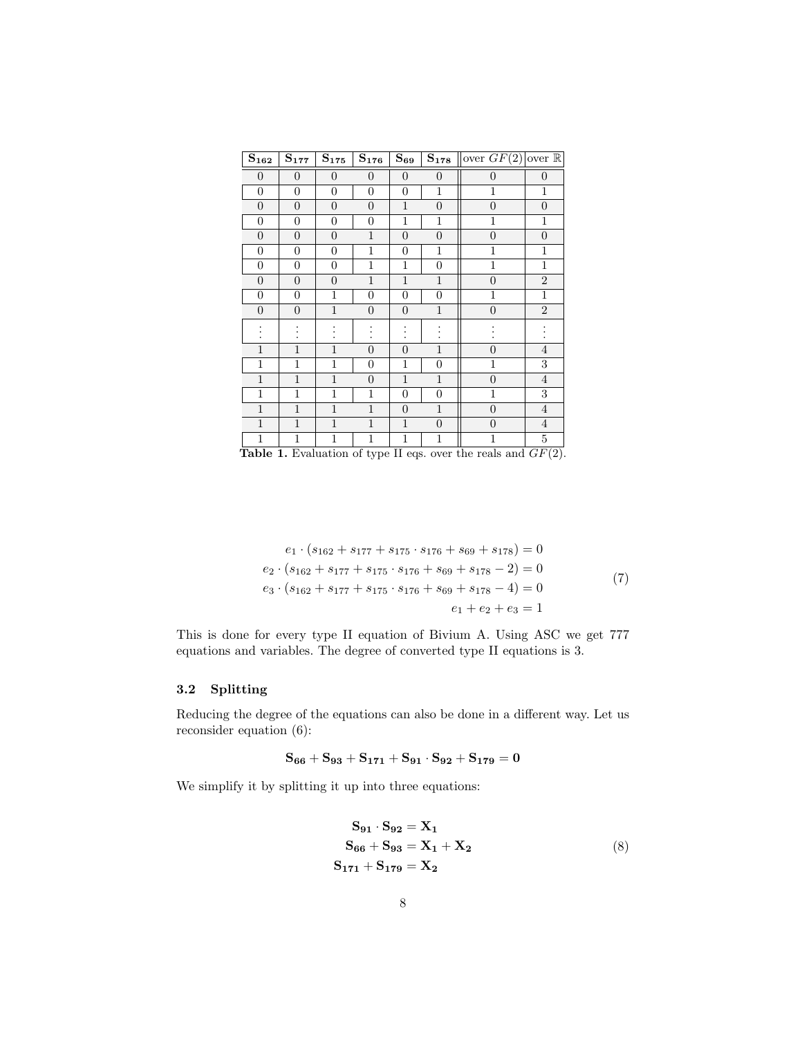| $\mathbf{S_{162}}$ | $\mathbf{S_{177}}$ | $\mathbf{S_{175}}$ | $\mathbf{S_{176}}$ | $\mathbf{S_{69}}$ | $\mathbf{S_{178}}$ | over $GF(2)$ | over $\mathbb{R}$ |
|---|---|---|---|---|---|---|---|
| 0 | 0 | 0 | 0 | 0 | 0 | 0 | 0 |
| 0 | 0 | 0 | 0 | 0 | 1 | 1 | 1 |
| 0 | 0 | 0 | 0 | 1 | 0 | 0 | 0 |
| 0 | 0 | 0 | 0 | 1 | 1 | 1 | 1 |
| 0 | 0 | 0 | 1 | 0 | 0 | 0 | 0 |
| 0 | 0 | 0 | 1 | 0 | 1 | 1 | 1 |
| 0 | 0 | 0 | 1 | 1 | 0 | 1 | 1 |
| 0 | 0 | 0 | 1 | 1 | 1 | 0 | 2 |
| 0 | 0 | 1 | 0 | 0 | 0 | 1 | 1 |
| 0 | 0 | 1 | 0 | 0 | 1 | 0 | 2 |
| ⋮ | ⋮ | ⋮ | ⋮ | ⋮ | ⋮ | ⋮ | ⋮ |
| 1 | 1 | 1 | 0 | 0 | 1 | 0 | 4 |
| 1 | 1 | 1 | 0 | 1 | 0 | 1 | 3 |
| 1 | 1 | 1 | 0 | 1 | 1 | 0 | 4 |
| 1 | 1 | 1 | 1 | 0 | 0 | 1 | 3 |
| 1 | 1 | 1 | 1 | 0 | 1 | 0 | 4 |
| 1 | 1 | 1 | 1 | 1 | 0 | 0 | 4 |
| 1 | 1 | 1 | 1 | 1 | 1 | 1 | 5 |

**Table 1.** Evaluation of type II eqs. over the reals and $GF(2)$.

$$
\begin{aligned}
e_1 \cdot (s_{162} + s_{177} + s_{175} \cdot s_{176} + s_{69} + s_{178}) &= 0 \\
e_2 \cdot (s_{162} + s_{177} + s_{175} \cdot s_{176} + s_{69} + s_{178} - 2) &= 0 \\
e_3 \cdot (s_{162} + s_{177} + s_{175} \cdot s_{176} + s_{69} + s_{178} - 4) &= 0 \\
e_1 + e_2 + e_3 &= 1
\end{aligned}
\tag{7}
$$

This is done for every type II equation of Bivium A. Using ASC we get 777 equations and variables. The degree of converted type II equations is 3.

### 3.2 Splitting

Reducing the degree of the equations can also be done in a different way. Let us reconsider equation (6):

$$\mathbf{S_{66} + S_{93} + S_{171} + S_{91} \cdot S_{92} + S_{179} = 0}$$

We simplify it by splitting it up into three equations:

$$
\begin{aligned}
\mathbf{S_{91} \cdot S_{92}} &= \mathbf{X_1} \\
\mathbf{S_{66} + S_{93}} &= \mathbf{X_1 + X_2} \\
\mathbf{S_{171} + S_{179}} &= \mathbf{X_2}
\end{aligned}
\tag{8}
$$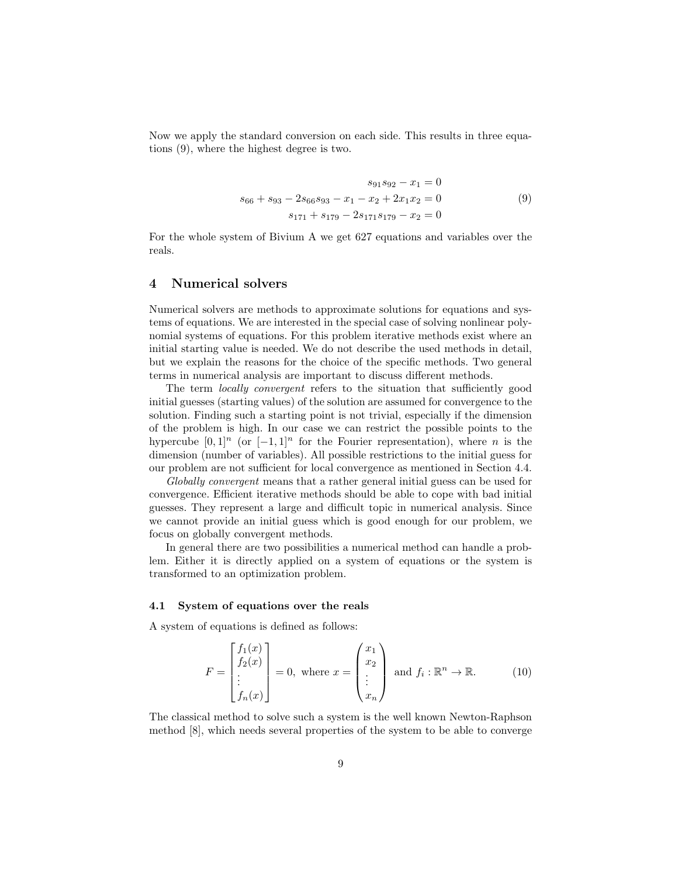Now we apply the standard conversion on each side. This results in three equations (9), where the highest degree is two.

$$\begin{aligned} s_{91}s_{92} - x_1 &= 0 \\ s_{66} + s_{93} - 2s_{66}s_{93} - x_1 - x_2 + 2x_1x_2 &= 0 \\ s_{171} + s_{179} - 2s_{171}s_{179} - x_2 &= 0 \end{aligned} \tag{9}$$

For the whole system of Bivium A we get 627 equations and variables over the reals.

## 4 Numerical solvers

Numerical solvers are methods to approximate solutions for equations and systems of equations. We are interested in the special case of solving nonlinear polynomial systems of equations. For this problem iterative methods exist where an initial starting value is needed. We do not describe the used methods in detail, but we explain the reasons for the choice of the specific methods. Two general terms in numerical analysis are important to discuss different methods.

The term *locally convergent* refers to the situation that sufficiently good initial guesses (starting values) of the solution are assumed for convergence to the solution. Finding such a starting point is not trivial, especially if the dimension of the problem is high. In our case we can restrict the possible points to the hypercube $[0,1]^n$ (or $[-1,1]^n$ for the Fourier representation), where $n$ is the dimension (number of variables). All possible restrictions to the initial guess for our problem are not sufficient for local convergence as mentioned in Section 4.4.

*Globally convergent* means that a rather general initial guess can be used for convergence. Efficient iterative methods should be able to cope with bad initial guesses. They represent a large and difficult topic in numerical analysis. Since we cannot provide an initial guess which is good enough for our problem, we focus on globally convergent methods.

In general there are two possibilities a numerical method can handle a problem. Either it is directly applied on a system of equations or the system is transformed to an optimization problem.

### 4.1 System of equations over the reals

A system of equations is defined as follows:

$$F = \begin{bmatrix} f_1(x) \\ f_2(x) \\ \vdots \\ f_n(x) \end{bmatrix} = 0, \text{ where } x = \begin{pmatrix} x_1 \\ x_2 \\ \vdots \\ x_n \end{pmatrix} \text{ and } f_i : \mathbb{R}^n \to \mathbb{R}. \tag{10}$$

The classical method to solve such a system is the well known Newton-Raphson method [8], which needs several properties of the system to be able to converge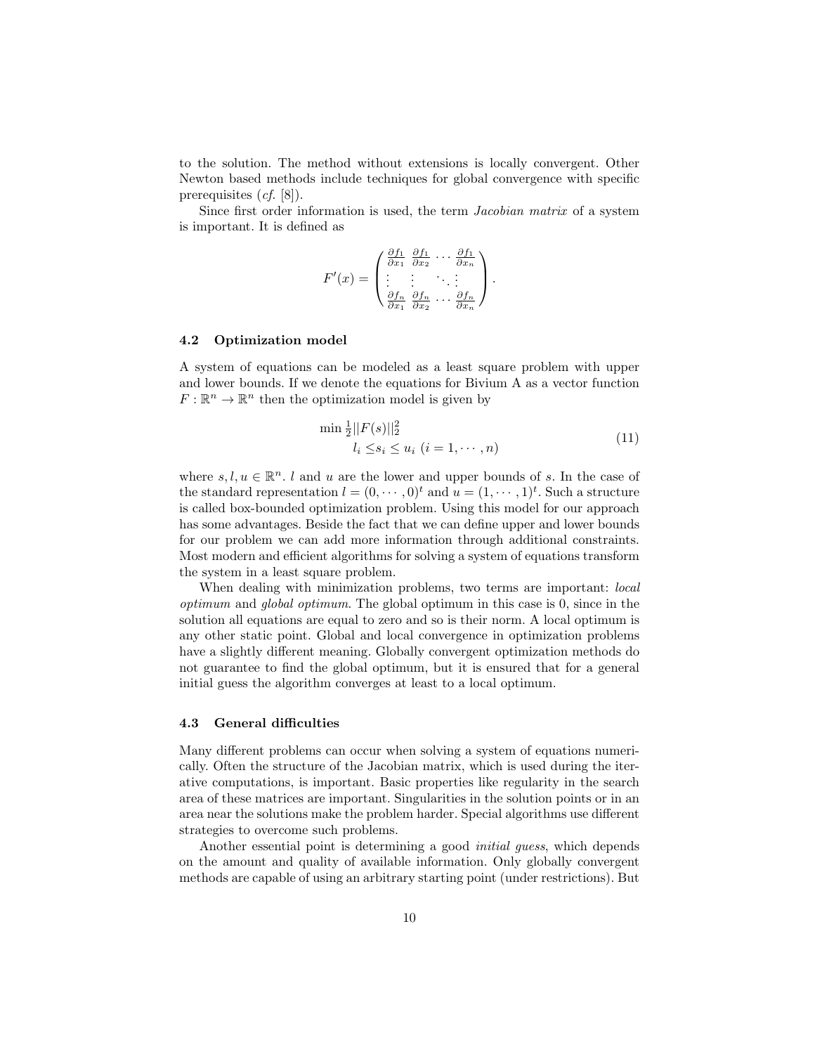to the solution. The method without extensions is locally convergent. Other Newton based methods include techniques for global convergence with specific prerequisites (*cf.* [8]).

Since first order information is used, the term *Jacobian matrix* of a system is important. It is defined as

$$F'(x) = \begin{pmatrix} \frac{\partial f_1}{\partial x_1} & \frac{\partial f_1}{\partial x_2} & \cdots & \frac{\partial f_1}{\partial x_n} \\ \vdots & \vdots & \ddots & \vdots \\ \frac{\partial f_n}{\partial x_1} & \frac{\partial f_n}{\partial x_2} & \cdots & \frac{\partial f_n}{\partial x_n} \end{pmatrix}.$$

### 4.2 Optimization model

A system of equations can be modeled as a least square problem with upper and lower bounds. If we denote the equations for Bivium A as a vector function $F : \mathbb{R}^n \to \mathbb{R}^n$ then the optimization model is given by

$$\begin{aligned} \min \tfrac{1}{2} ||F(s)||_2^2 \\ l_i \leq s_i \leq u_i \ (i = 1, \cdots, n) \end{aligned} \tag{11}$$

where $s, l, u \in \mathbb{R}^n$. $l$ and $u$ are the lower and upper bounds of $s$. In the case of the standard representation $l = (0, \cdots, 0)^t$ and $u = (1, \cdots, 1)^t$. Such a structure is called box-bounded optimization problem. Using this model for our approach has some advantages. Beside the fact that we can define upper and lower bounds for our problem we can add more information through additional constraints. Most modern and efficient algorithms for solving a system of equations transform the system in a least square problem.

When dealing with minimization problems, two terms are important: *local optimum* and *global optimum*. The global optimum in this case is 0, since in the solution all equations are equal to zero and so is their norm. A local optimum is any other static point. Global and local convergence in optimization problems have a slightly different meaning. Globally convergent optimization methods do not guarantee to find the global optimum, but it is ensured that for a general initial guess the algorithm converges at least to a local optimum.

### 4.3 General difficulties

Many different problems can occur when solving a system of equations numerically. Often the structure of the Jacobian matrix, which is used during the iterative computations, is important. Basic properties like regularity in the search area of these matrices are important. Singularities in the solution points or in an area near the solutions make the problem harder. Special algorithms use different strategies to overcome such problems.

Another essential point is determining a good *initial guess*, which depends on the amount and quality of available information. Only globally convergent methods are capable of using an arbitrary starting point (under restrictions). But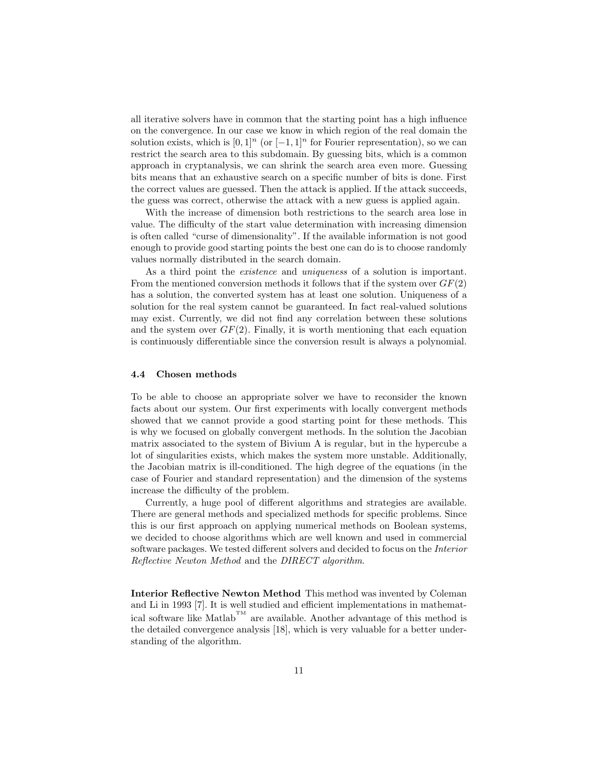all iterative solvers have in common that the starting point has a high influence on the convergence. In our case we know in which region of the real domain the solution exists, which is $[0, 1]^n$ (or $[-1, 1]^n$ for Fourier representation), so we can restrict the search area to this subdomain. By guessing bits, which is a common approach in cryptanalysis, we can shrink the search area even more. Guessing bits means that an exhaustive search on a specific number of bits is done. First the correct values are guessed. Then the attack is applied. If the attack succeeds, the guess was correct, otherwise the attack with a new guess is applied again.

With the increase of dimension both restrictions to the search area lose in value. The difficulty of the start value determination with increasing dimension is often called "curse of dimensionality". If the available information is not good enough to provide good starting points the best one can do is to choose randomly values normally distributed in the search domain.

As a third point the *existence* and *uniqueness* of a solution is important. From the mentioned conversion methods it follows that if the system over $GF(2)$ has a solution, the converted system has at least one solution. Uniqueness of a solution for the real system cannot be guaranteed. In fact real-valued solutions may exist. Currently, we did not find any correlation between these solutions and the system over $GF(2)$. Finally, it is worth mentioning that each equation is continuously differentiable since the conversion result is always a polynomial.

### 4.4 Chosen methods

To be able to choose an appropriate solver we have to reconsider the known facts about our system. Our first experiments with locally convergent methods showed that we cannot provide a good starting point for these methods. This is why we focused on globally convergent methods. In the solution the Jacobian matrix associated to the system of Bivium A is regular, but in the hypercube a lot of singularities exists, which makes the system more unstable. Additionally, the Jacobian matrix is ill-conditioned. The high degree of the equations (in the case of Fourier and standard representation) and the dimension of the systems increase the difficulty of the problem.

Currently, a huge pool of different algorithms and strategies are available. There are general methods and specialized methods for specific problems. Since this is our first approach on applying numerical methods on Boolean systems, we decided to choose algorithms which are well known and used in commercial software packages. We tested different solvers and decided to focus on the *Interior Reflective Newton Method* and the *DIRECT algorithm*.

**Interior Reflective Newton Method** This method was invented by Coleman and Li in 1993 [7]. It is well studied and efficient implementations in mathematical software like Matlab™ are available. Another advantage of this method is the detailed convergence analysis [18], which is very valuable for a better understanding of the algorithm.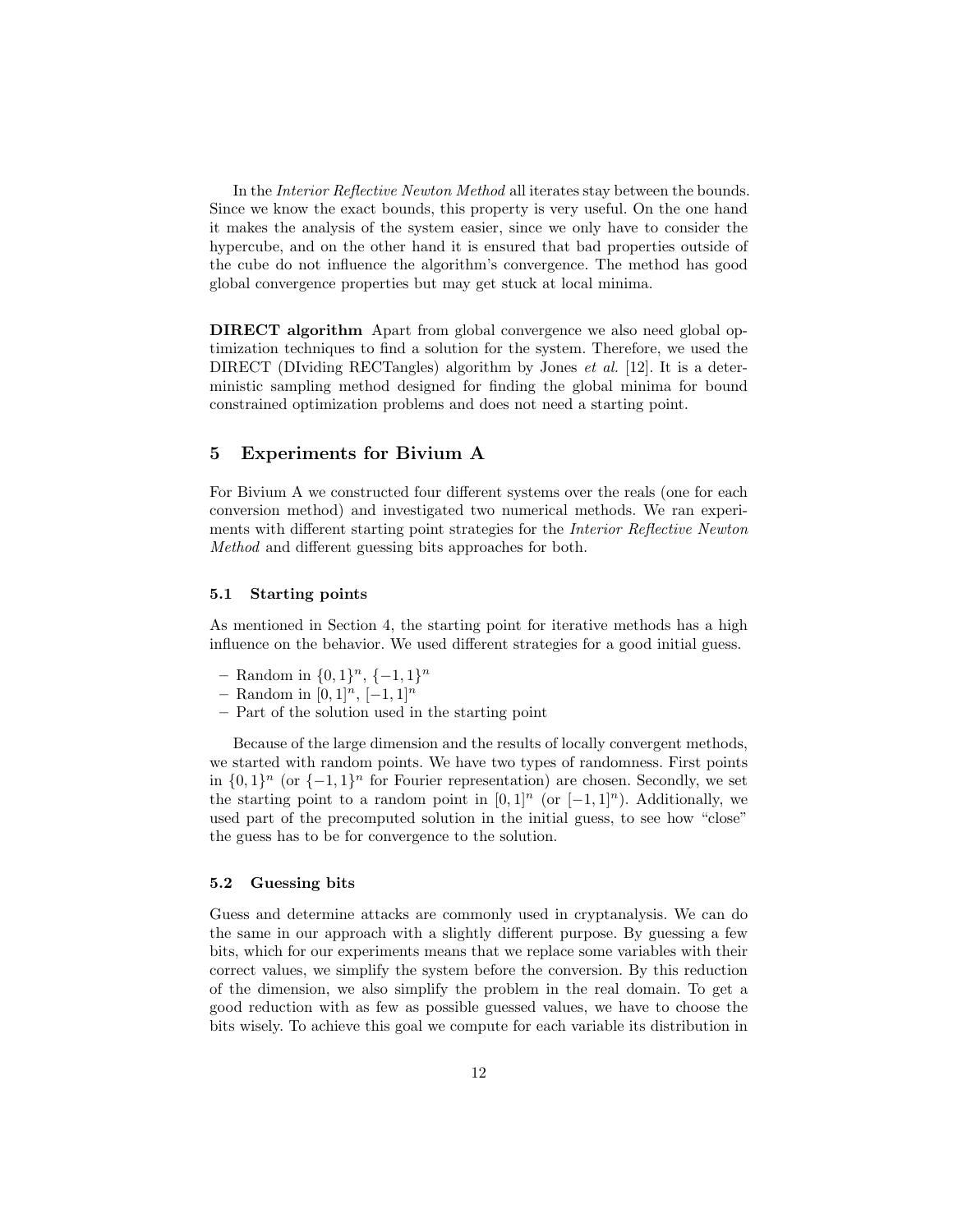In the *Interior Reflective Newton Method* all iterates stay between the bounds. Since we know the exact bounds, this property is very useful. On the one hand it makes the analysis of the system easier, since we only have to consider the hypercube, and on the other hand it is ensured that bad properties outside of the cube do not influence the algorithm's convergence. The method has good global convergence properties but may get stuck at local minima.

**DIRECT algorithm** Apart from global convergence we also need global optimization techniques to find a solution for the system. Therefore, we used the DIRECT (DIviding RECTangles) algorithm by Jones *et al.* [12]. It is a deterministic sampling method designed for finding the global minima for bound constrained optimization problems and does not need a starting point.

## 5 Experiments for Bivium A

For Bivium A we constructed four different systems over the reals (one for each conversion method) and investigated two numerical methods. We ran experiments with different starting point strategies for the *Interior Reflective Newton Method* and different guessing bits approaches for both.

### 5.1 Starting points

As mentioned in Section 4, the starting point for iterative methods has a high influence on the behavior. We used different strategies for a good initial guess.

- Random in $\{0,1\}^n$, $\{-1,1\}^n$
- Random in $[0,1]^n$, $[-1,1]^n$
- Part of the solution used in the starting point

Because of the large dimension and the results of locally convergent methods, we started with random points. We have two types of randomness. First points in $\{0,1\}^n$ (or $\{-1,1\}^n$ for Fourier representation) are chosen. Secondly, we set the starting point to a random point in $[0,1]^n$ (or $[-1,1]^n$). Additionally, we used part of the precomputed solution in the initial guess, to see how "close" the guess has to be for convergence to the solution.

### 5.2 Guessing bits

Guess and determine attacks are commonly used in cryptanalysis. We can do the same in our approach with a slightly different purpose. By guessing a few bits, which for our experiments means that we replace some variables with their correct values, we simplify the system before the conversion. By this reduction of the dimension, we also simplify the problem in the real domain. To get a good reduction with as few as possible guessed values, we have to choose the bits wisely. To achieve this goal we compute for each variable its distribution in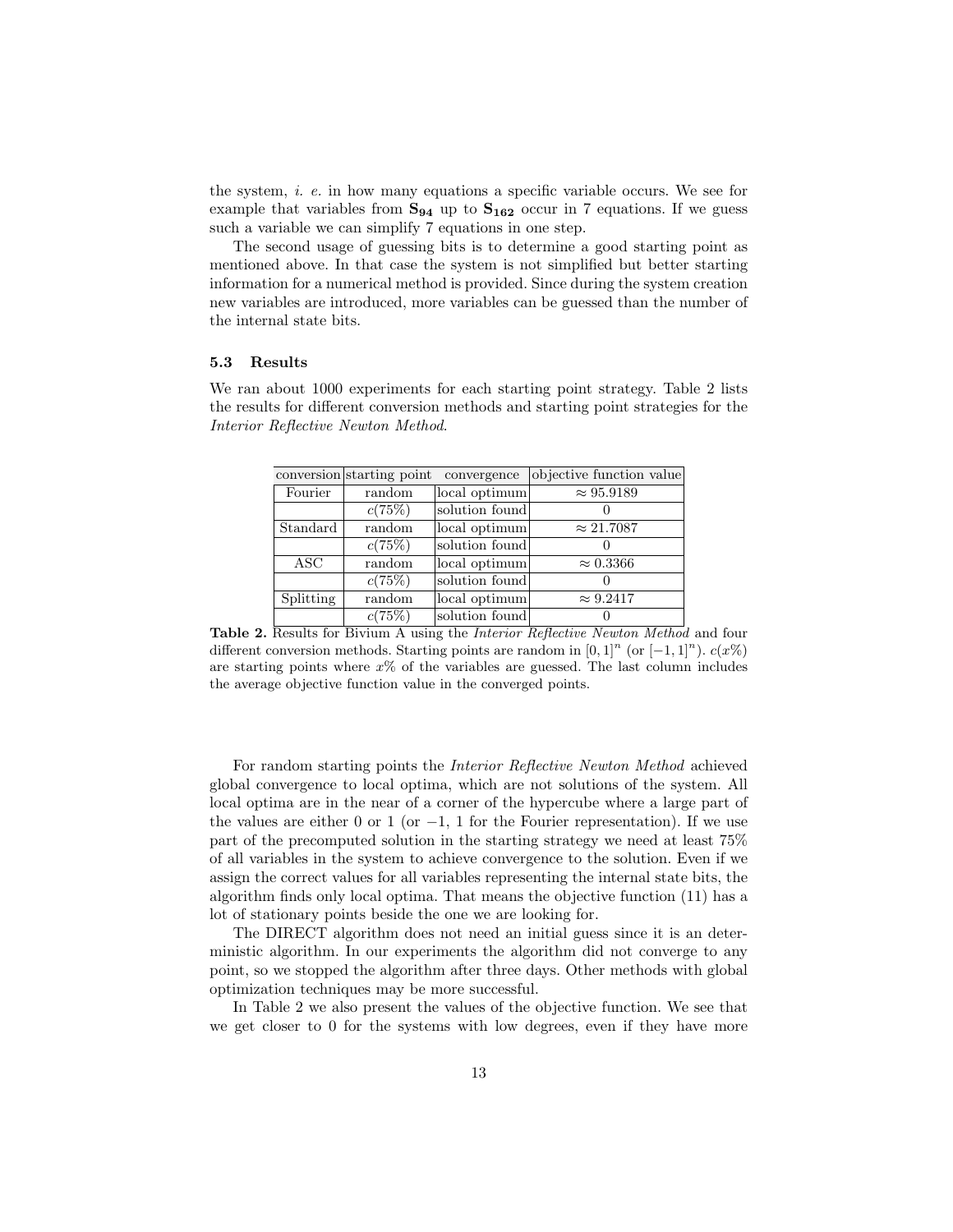the system, *i. e.* in how many equations a specific variable occurs. We see for example that variables from $\mathbf{S_{94}}$ up to $\mathbf{S_{162}}$ occur in 7 equations. If we guess such a variable we can simplify 7 equations in one step.

The second usage of guessing bits is to determine a good starting point as mentioned above. In that case the system is not simplified but better starting information for a numerical method is provided. Since during the system creation new variables are introduced, more variables can be guessed than the number of the internal state bits.

### 5.3 Results

We ran about 1000 experiments for each starting point strategy. Table 2 lists the results for different conversion methods and starting point strategies for the *Interior Reflective Newton Method*.

| conversion | starting point | convergence | objective function value |
|---|---|---|---|
| Fourier | random | local optimum | $\approx 95.9189$ |
| | $c(75\%)$ | solution found | 0 |
| Standard | random | local optimum | $\approx 21.7087$ |
| | $c(75\%)$ | solution found | 0 |
| ASC | random | local optimum | $\approx 0.3366$ |
| | $c(75\%)$ | solution found | 0 |
| Splitting | random | local optimum | $\approx 9.2417$ |
| | $c(75\%)$ | solution found | 0 |

**Table 2.** Results for Bivium A using the *Interior Reflective Newton Method* and four different conversion methods. Starting points are random in $[0,1]^n$ (or $[-1,1]^n$). $c(x\%)$ are starting points where $x\%$ of the variables are guessed. The last column includes the average objective function value in the converged points.

For random starting points the *Interior Reflective Newton Method* achieved global convergence to local optima, which are not solutions of the system. All local optima are in the near of a corner of the hypercube where a large part of the values are either 0 or 1 (or $-1$, 1 for the Fourier representation). If we use part of the precomputed solution in the starting strategy we need at least 75% of all variables in the system to achieve convergence to the solution. Even if we assign the correct values for all variables representing the internal state bits, the algorithm finds only local optima. That means the objective function (11) has a lot of stationary points beside the one we are looking for.

The DIRECT algorithm does not need an initial guess since it is an deterministic algorithm. In our experiments the algorithm did not converge to any point, so we stopped the algorithm after three days. Other methods with global optimization techniques may be more successful.

In Table 2 we also present the values of the objective function. We see that we get closer to 0 for the systems with low degrees, even if they have more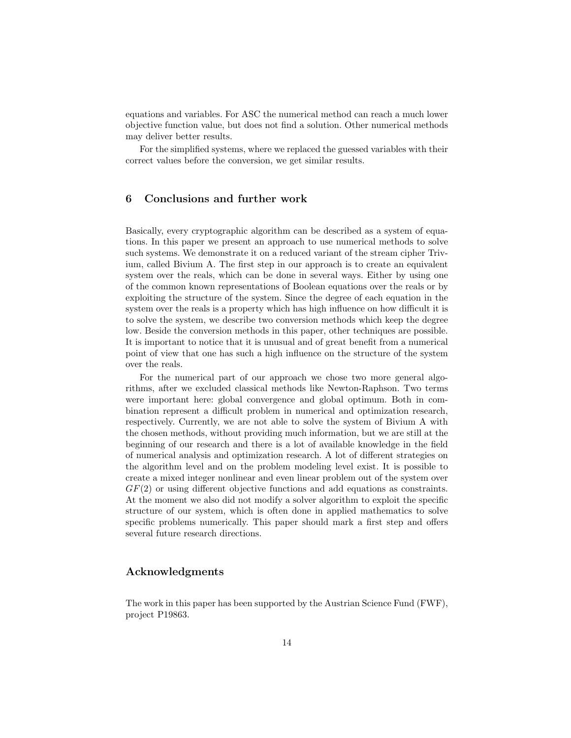equations and variables. For ASC the numerical method can reach a much lower objective function value, but does not find a solution. Other numerical methods may deliver better results.

For the simplified systems, where we replaced the guessed variables with their correct values before the conversion, we get similar results.

## 6 Conclusions and further work

Basically, every cryptographic algorithm can be described as a system of equations. In this paper we present an approach to use numerical methods to solve such systems. We demonstrate it on a reduced variant of the stream cipher Trivium, called Bivium A. The first step in our approach is to create an equivalent system over the reals, which can be done in several ways. Either by using one of the common known representations of Boolean equations over the reals or by exploiting the structure of the system. Since the degree of each equation in the system over the reals is a property which has high influence on how difficult it is to solve the system, we describe two conversion methods which keep the degree low. Beside the conversion methods in this paper, other techniques are possible. It is important to notice that it is unusual and of great benefit from a numerical point of view that one has such a high influence on the structure of the system over the reals.

For the numerical part of our approach we chose two more general algorithms, after we excluded classical methods like Newton-Raphson. Two terms were important here: global convergence and global optimum. Both in combination represent a difficult problem in numerical and optimization research, respectively. Currently, we are not able to solve the system of Bivium A with the chosen methods, without providing much information, but we are still at the beginning of our research and there is a lot of available knowledge in the field of numerical analysis and optimization research. A lot of different strategies on the algorithm level and on the problem modeling level exist. It is possible to create a mixed integer nonlinear and even linear problem out of the system over $GF(2)$ or using different objective functions and add equations as constraints. At the moment we also did not modify a solver algorithm to exploit the specific structure of our system, which is often done in applied mathematics to solve specific problems numerically. This paper should mark a first step and offers several future research directions.

## Acknowledgments

The work in this paper has been supported by the Austrian Science Fund (FWF), project P19863.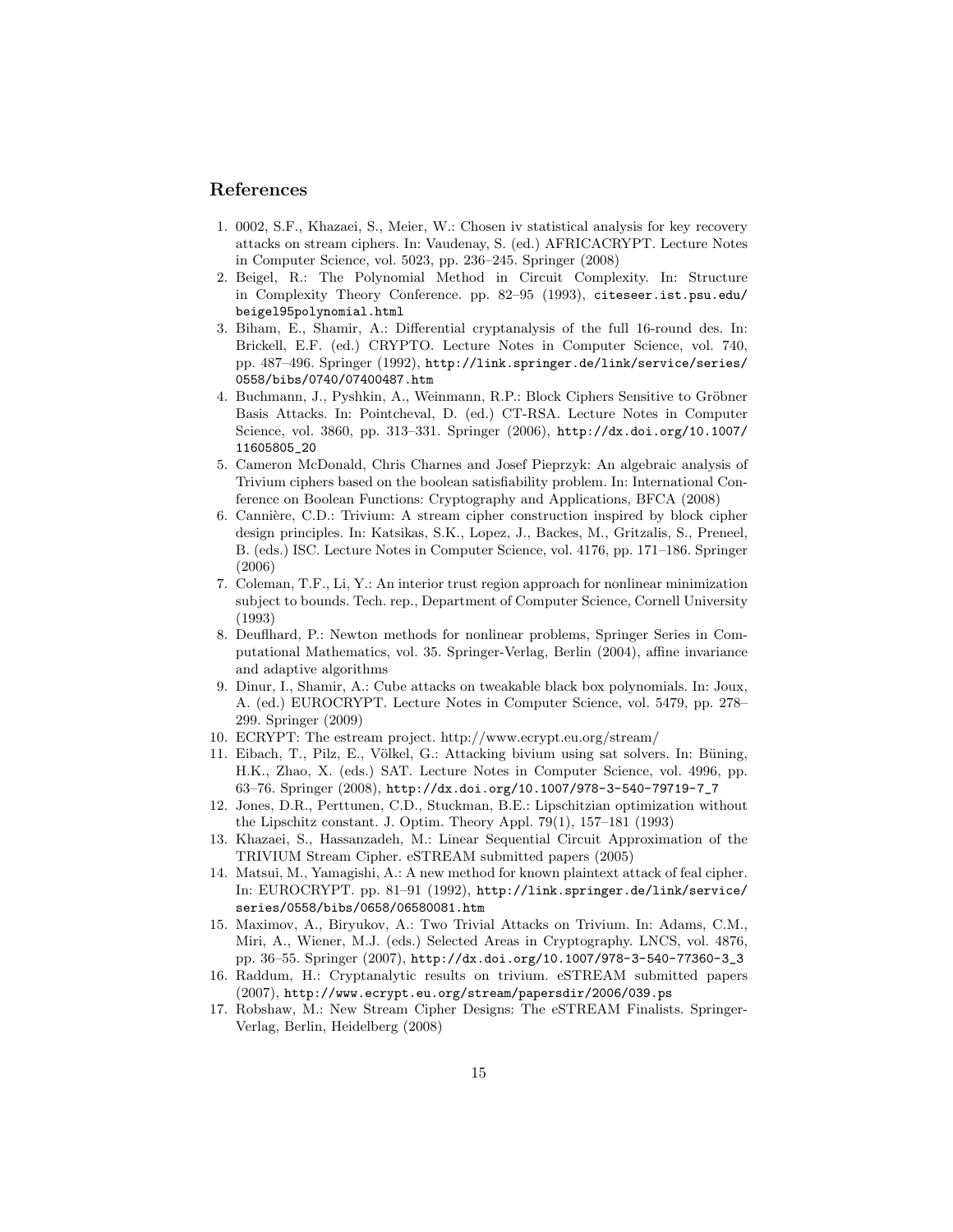## References

1. 0002, S.F., Khazaei, S., Meier, W.: Chosen iv statistical analysis for key recovery attacks on stream ciphers. In: Vaudenay, S. (ed.) AFRICACRYPT. Lecture Notes in Computer Science, vol. 5023, pp. 236–245. Springer (2008)
2. Beigel, R.: The Polynomial Method in Circuit Complexity. In: Structure in Complexity Theory Conference. pp. 82–95 (1993), citeseer.ist.psu.edu/beigel95polynomial.html
3. Biham, E., Shamir, A.: Differential cryptanalysis of the full 16-round des. In: Brickell, E.F. (ed.) CRYPTO. Lecture Notes in Computer Science, vol. 740, pp. 487–496. Springer (1992), http://link.springer.de/link/service/series/0558/bibs/0740/07400487.htm
4. Buchmann, J., Pyshkin, A., Weinmann, R.P.: Block Ciphers Sensitive to Gröbner Basis Attacks. In: Pointcheval, D. (ed.) CT-RSA. Lecture Notes in Computer Science, vol. 3860, pp. 313–331. Springer (2006), http://dx.doi.org/10.1007/11605805_20
5. Cameron McDonald, Chris Charnes and Josef Pieprzyk: An algebraic analysis of Trivium ciphers based on the boolean satisfiability problem. In: International Conference on Boolean Functions: Cryptography and Applications, BFCA (2008)
6. Cannière, C.D.: Trivium: A stream cipher construction inspired by block cipher design principles. In: Katsikas, S.K., Lopez, J., Backes, M., Gritzalis, S., Preneel, B. (eds.) ISC. Lecture Notes in Computer Science, vol. 4176, pp. 171–186. Springer (2006)
7. Coleman, T.F., Li, Y.: An interior trust region approach for nonlinear minimization subject to bounds. Tech. rep., Department of Computer Science, Cornell University (1993)
8. Deuflhard, P.: Newton methods for nonlinear problems, Springer Series in Computational Mathematics, vol. 35. Springer-Verlag, Berlin (2004), affine invariance and adaptive algorithms
9. Dinur, I., Shamir, A.: Cube attacks on tweakable black box polynomials. In: Joux, A. (ed.) EUROCRYPT. Lecture Notes in Computer Science, vol. 5479, pp. 278–299. Springer (2009)
10. ECRYPT: The estream project. http://www.ecrypt.eu.org/stream/
11. Eibach, T., Pilz, E., Völkel, G.: Attacking bivium using sat solvers. In: Büning, H.K., Zhao, X. (eds.) SAT. Lecture Notes in Computer Science, vol. 4996, pp. 63–76. Springer (2008), http://dx.doi.org/10.1007/978-3-540-79719-7_7
12. Jones, D.R., Perttunen, C.D., Stuckman, B.E.: Lipschitzian optimization without the Lipschitz constant. J. Optim. Theory Appl. 79(1), 157–181 (1993)
13. Khazaei, S., Hassanzadeh, M.: Linear Sequential Circuit Approximation of the TRIVIUM Stream Cipher. eSTREAM submitted papers (2005)
14. Matsui, M., Yamagishi, A.: A new method for known plaintext attack of feal cipher. In: EUROCRYPT. pp. 81–91 (1992), http://link.springer.de/link/service/series/0558/bibs/0658/06580081.htm
15. Maximov, A., Biryukov, A.: Two Trivial Attacks on Trivium. In: Adams, C.M., Miri, A., Wiener, M.J. (eds.) Selected Areas in Cryptography. LNCS, vol. 4876, pp. 36–55. Springer (2007), http://dx.doi.org/10.1007/978-3-540-77360-3_3
16. Raddum, H.: Cryptanalytic results on trivium. eSTREAM submitted papers (2007), http://www.ecrypt.eu.org/stream/papersdir/2006/039.ps
17. Robshaw, M.: New Stream Cipher Designs: The eSTREAM Finalists. Springer-Verlag, Berlin, Heidelberg (2008)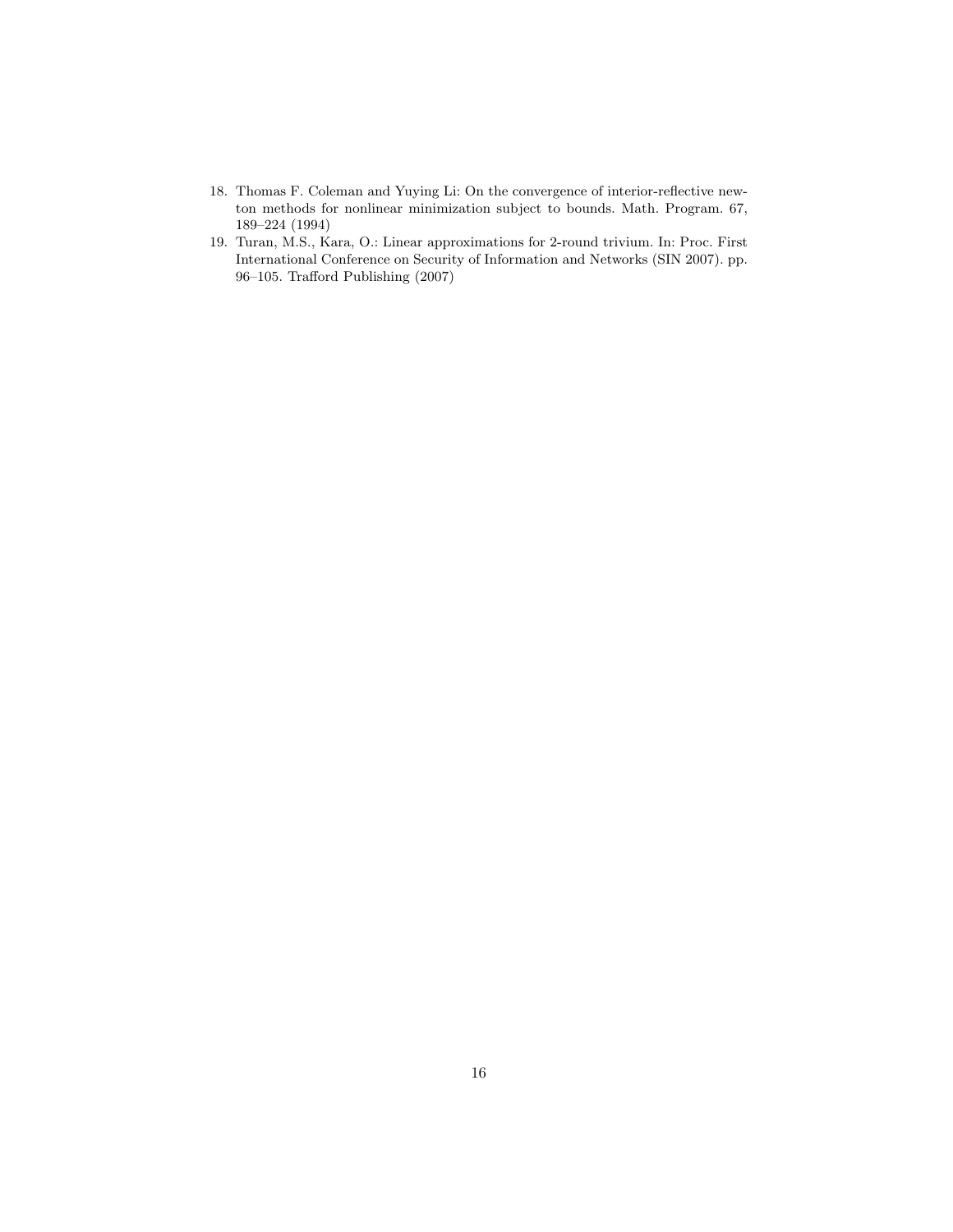18. Thomas F. Coleman and Yuying Li: On the convergence of interior-reflective newton methods for nonlinear minimization subject to bounds. Math. Program. 67, 189–224 (1994)
19. Turan, M.S., Kara, O.: Linear approximations for 2-round trivium. In: Proc. First International Conference on Security of Information and Networks (SIN 2007). pp. 96–105. Trafford Publishing (2007)